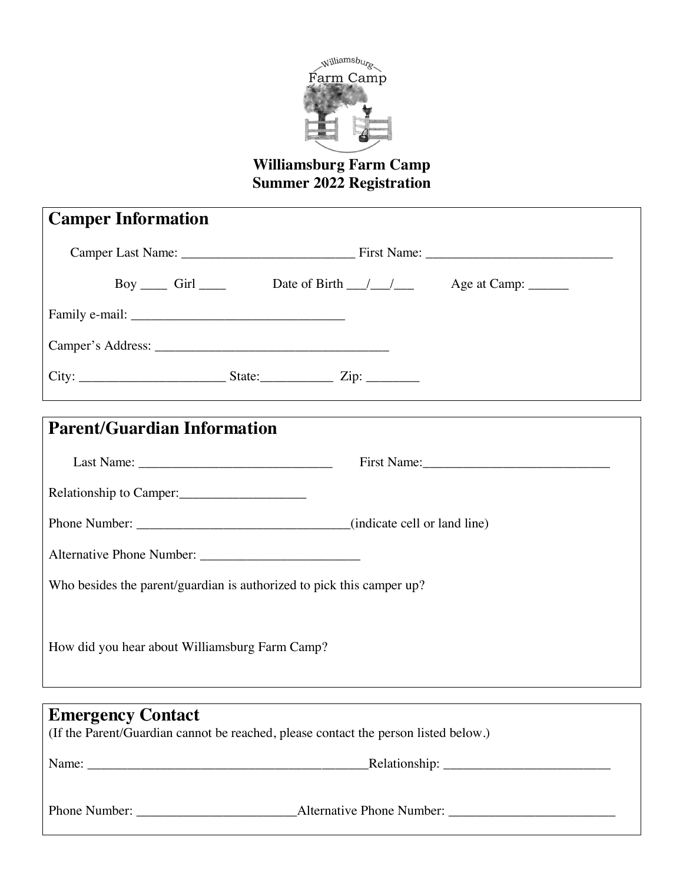# Williamsburg Farm Camp
# Summer 2022 Registration

## Camper Information

Camper Last Name: __________________________ First Name: ____________________________

Boy ____ Girl ____ Date of Birth ___/___/___ Age at Camp: ______

Family e-mail: ________________________________

Camper's Address: ___________________________________

City: ______________________ State:___________ Zip: ________

## Parent/Guardian Information

Last Name: ____________________________ First Name:____________________________

Relationship to Camper:___________________

Phone Number: ________________________________(indicate cell or land line)

Alternative Phone Number: ________________________

Who besides the parent/guardian is authorized to pick this camper up?

How did you hear about Williamsburg Farm Camp?

## Emergency Contact

(If the Parent/Guardian cannot be reached, please contact the person listed below.)

Name: __________________________________________Relationship: _________________________

Phone Number: ________________________Alternative Phone Number: _________________________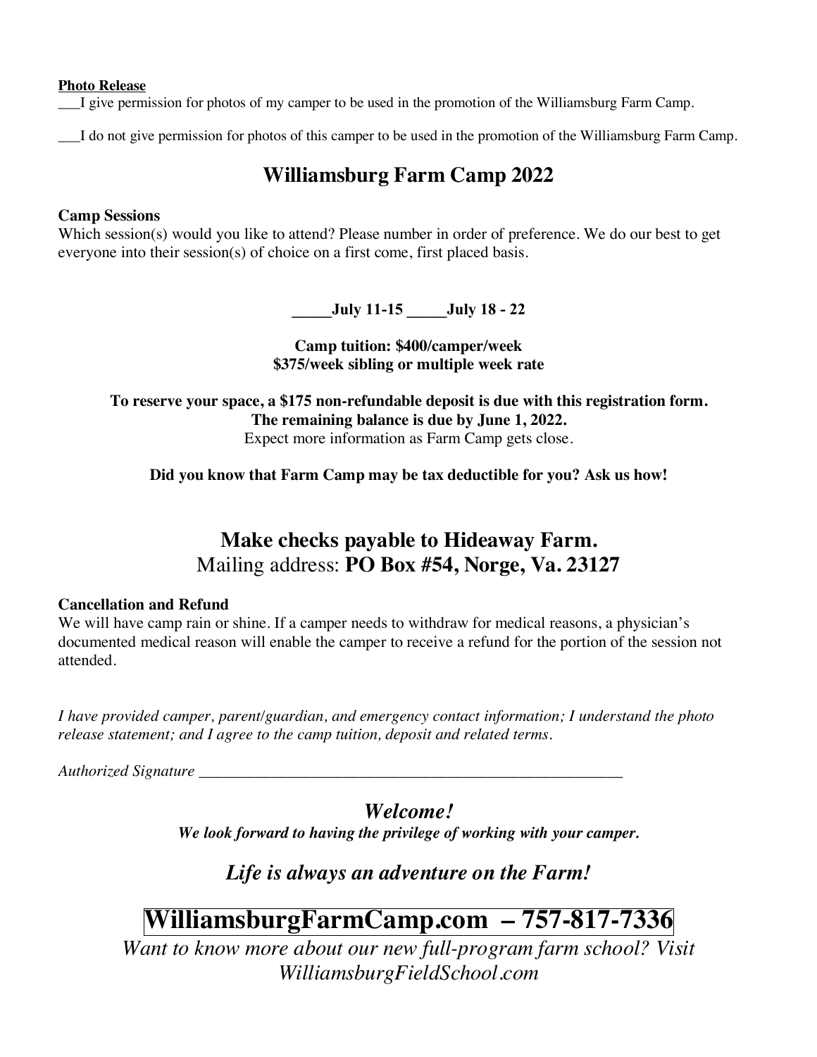**Photo Release**

___I give permission for photos of my camper to be used in the promotion of the Williamsburg Farm Camp.

___I do not give permission for photos of this camper to be used in the promotion of the Williamsburg Farm Camp.

## Williamsburg Farm Camp 2022

**Camp Sessions**

Which session(s) would you like to attend? Please number in order of preference. We do our best to get everyone into their session(s) of choice on a first come, first placed basis.

**_____July 11-15 _____July 18 - 22**

**Camp tuition: $400/camper/week**
**$375/week sibling or multiple week rate**

**To reserve your space, a $175 non-refundable deposit is due with this registration form.**
**The remaining balance is due by June 1, 2022.**
Expect more information as Farm Camp gets close.

**Did you know that Farm Camp may be tax deductible for you? Ask us how!**

## Make checks payable to Hideaway Farm.

Mailing address: **PO Box #54, Norge, Va. 23127**

**Cancellation and Refund**

We will have camp rain or shine. If a camper needs to withdraw for medical reasons, a physician's documented medical reason will enable the camper to receive a refund for the portion of the session not attended.

*I have provided camper, parent/guardian, and emergency contact information; I understand the photo release statement; and I agree to the camp tuition, deposit and related terms.*

*Authorized Signature* ________________________________________________________

***Welcome!***

***We look forward to having the privilege of working with your camper.***

***Life is always an adventure on the Farm!***

# WilliamsburgFarmCamp.com – 757-817-7336

*Want to know more about our new full-program farm school? Visit WilliamsburgFieldSchool.com*